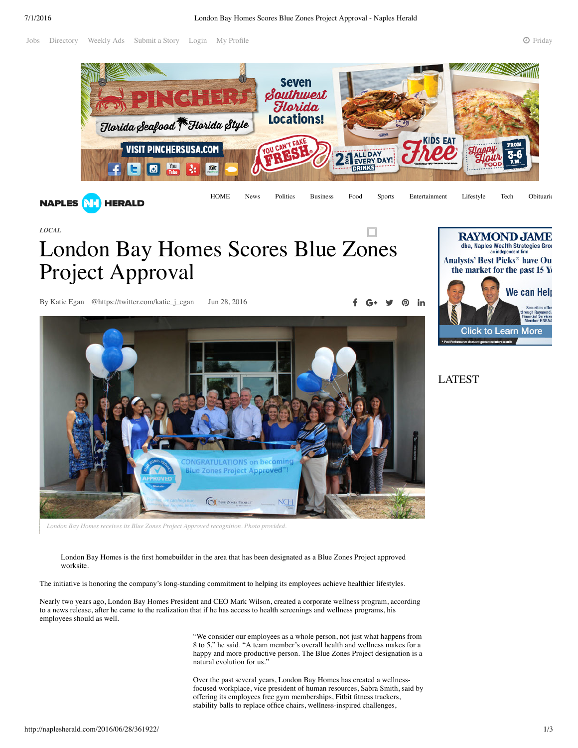*LOCAL*

# London Bay Homes Scores Blue Zones Project Approval

By Katie Egan @https://twitter.com/katie_j_egan Jun 28, 2016

*London Bay Homes receives its Blue Zones Project Approved recognition. Photo provided.*

London Bay Homes is the first homebuilder in the area that has been designated as a Blue Zones Project approved worksite.

The initiative is honoring the company's long-standing commitment to helping its employees achieve healthier lifestyles.

Nearly two years ago, London Bay Homes President and CEO Mark Wilson, created a corporate wellness program, according to a news release, after he came to the realization that if he has access to health screenings and wellness programs, his employees should as well.

"We consider our employees as a whole person, not just what happens from 8 to 5," he said. "A team member's overall health and wellness makes for a happy and more productive person. The Blue Zones Project designation is a natural evolution for us."

Over the past several years, London Bay Homes has created a wellness-focused workplace, vice president of human resources, Sabra Smith, said by offering its employees free gym memberships, Fitbit fitness trackers, stability balls to replace office chairs, wellness-inspired challenges,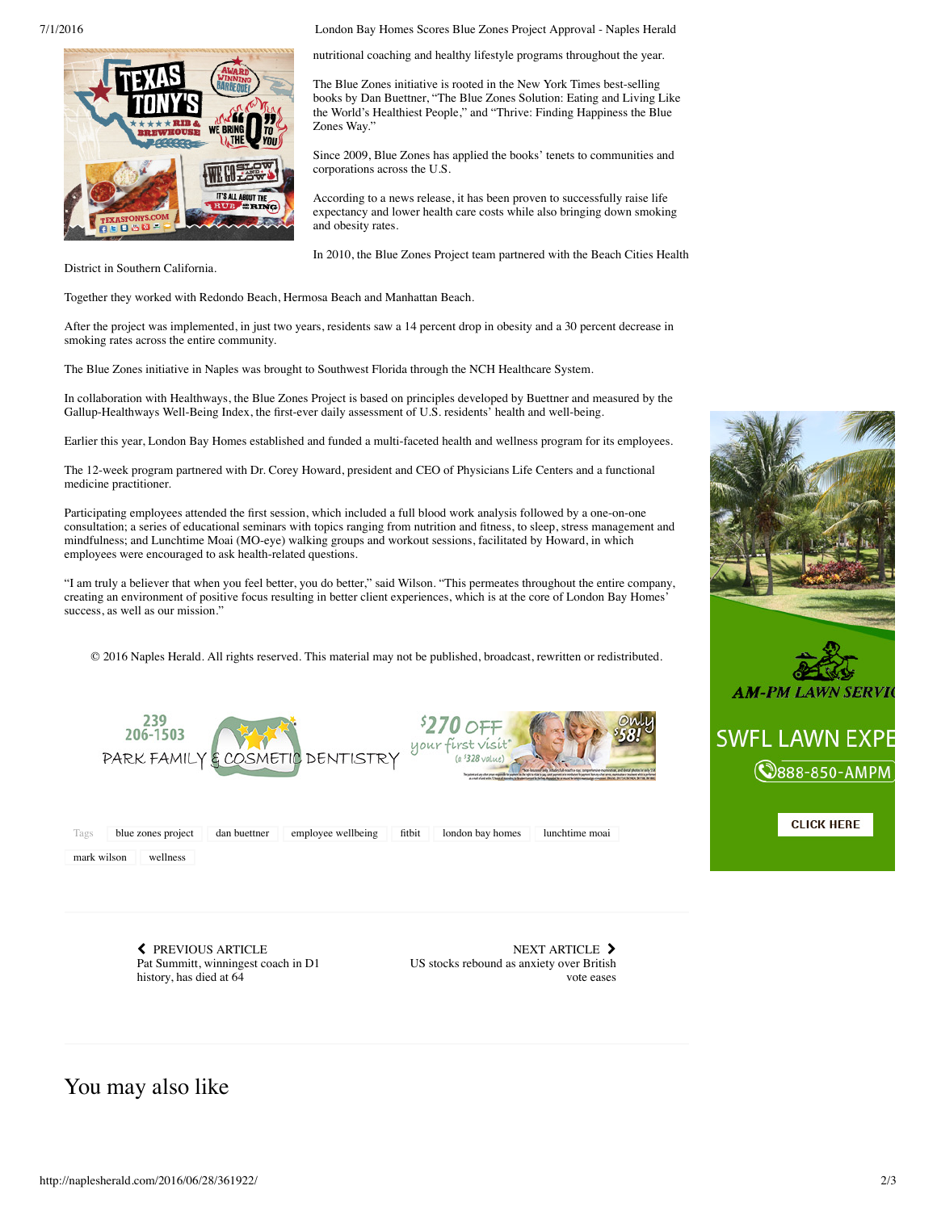nutritional coaching and healthy lifestyle programs throughout the year.

The Blue Zones initiative is rooted in the New York Times best-selling books by Dan Buettner, "The Blue Zones Solution: Eating and Living Like the World's Healthiest People," and "Thrive: Finding Happiness the Blue Zones Way."

Since 2009, Blue Zones has applied the books' tenets to communities and corporations across the U.S.

According to a news release, it has been proven to successfully raise life expectancy and lower health care costs while also bringing down smoking and obesity rates.

In 2010, the Blue Zones Project team partnered with the Beach Cities Health District in Southern California.

Together they worked with Redondo Beach, Hermosa Beach and Manhattan Beach.

After the project was implemented, in just two years, residents saw a 14 percent drop in obesity and a 30 percent decrease in smoking rates across the entire community.

The Blue Zones initiative in Naples was brought to Southwest Florida through the NCH Healthcare System.

In collaboration with Healthways, the Blue Zones Project is based on principles developed by Buettner and measured by the Gallup-Healthways Well-Being Index, the first-ever daily assessment of U.S. residents' health and well-being.

Earlier this year, London Bay Homes established and funded a multi-faceted health and wellness program for its employees.

The 12-week program partnered with Dr. Corey Howard, president and CEO of Physicians Life Centers and a functional medicine practitioner.

Participating employees attended the first session, which included a full blood work analysis followed by a one-on-one consultation; a series of educational seminars with topics ranging from nutrition and fitness, to sleep, stress management and mindfulness; and Lunchtime Moai (MO-eye) walking groups and workout sessions, facilitated by Howard, in which employees were encouraged to ask health-related questions.

"I am truly a believer that when you feel better, you do better," said Wilson. "This permeates throughout the entire company, creating an environment of positive focus resulting in better client experiences, which is at the core of London Bay Homes' success, as well as our mission."

© 2016 Naples Herald. All rights reserved. This material may not be published, broadcast, rewritten or redistributed.

Tags: blue zones project, dan buettner, employee wellbeing, fitbit, london bay homes, lunchtime moai, mark wilson, wellness

PREVIOUS ARTICLE
Pat Summitt, winningest coach in D1 history, has died at 64

NEXT ARTICLE
US stocks rebound as anxiety over British vote eases

## You may also like